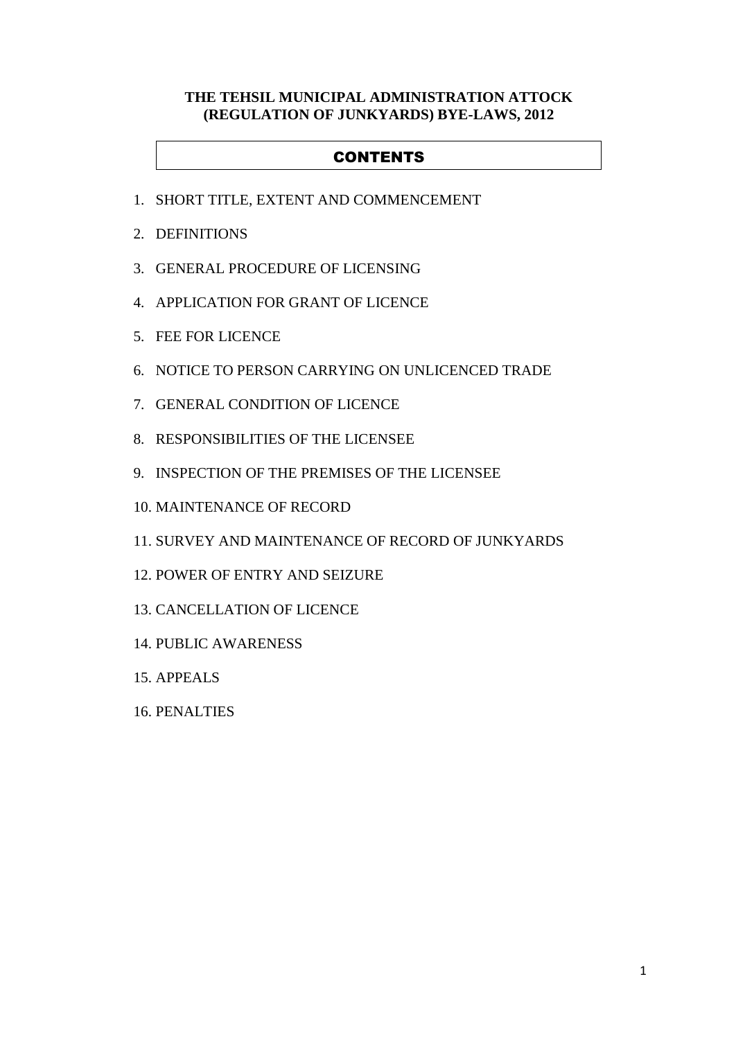**THE TEHSIL MUNICIPAL ADMINISTRATION ATTOCK (REGULATION OF JUNKYARDS) BYE-LAWS, 2012**

## CONTENTS

1. SHORT TITLE, EXTENT AND COMMENCEMENT
2. DEFINITIONS
3. GENERAL PROCEDURE OF LICENSING
4. APPLICATION FOR GRANT OF LICENCE
5. FEE FOR LICENCE
6. NOTICE TO PERSON CARRYING ON UNLICENCED TRADE
7. GENERAL CONDITION OF LICENCE
8. RESPONSIBILITIES OF THE LICENSEE
9. INSPECTION OF THE PREMISES OF THE LICENSEE
10. MAINTENANCE OF RECORD
11. SURVEY AND MAINTENANCE OF RECORD OF JUNKYARDS
12. POWER OF ENTRY AND SEIZURE
13. CANCELLATION OF LICENCE
14. PUBLIC AWARENESS
15. APPEALS
16. PENALTIES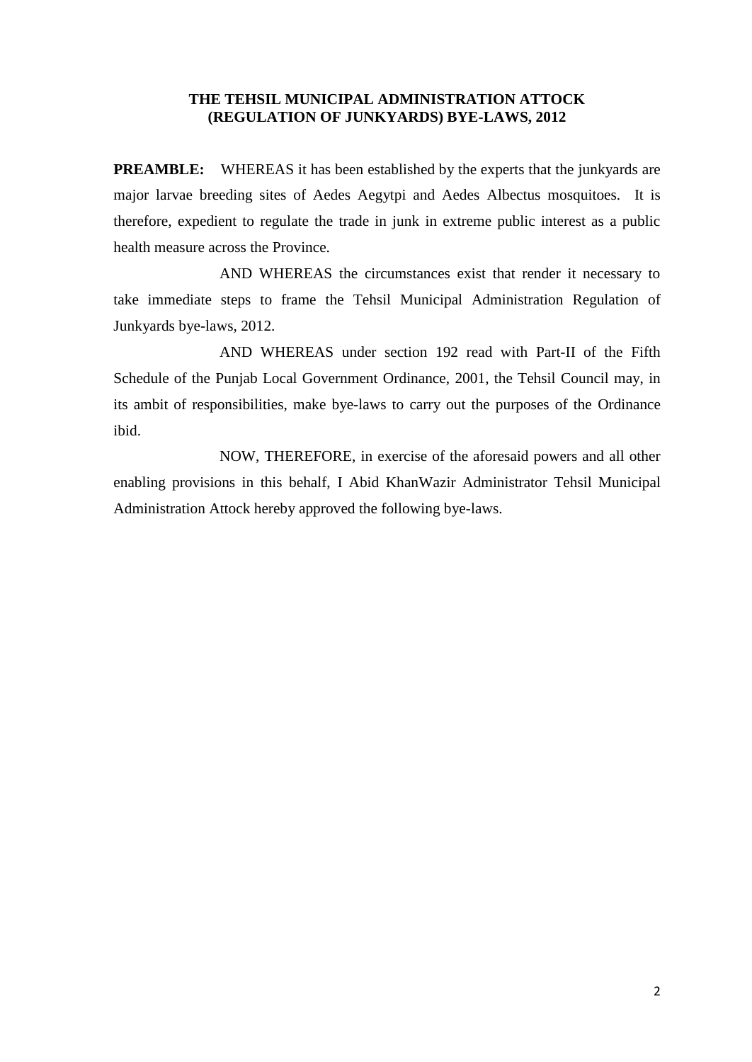**THE TEHSIL MUNICIPAL ADMINISTRATION ATTOCK (REGULATION OF JUNKYARDS) BYE-LAWS, 2012**

**PREAMBLE:** WHEREAS it has been established by the experts that the junkyards are major larvae breeding sites of Aedes Aegytpi and Aedes Albectus mosquitoes. It is therefore, expedient to regulate the trade in junk in extreme public interest as a public health measure across the Province.

AND WHEREAS the circumstances exist that render it necessary to take immediate steps to frame the Tehsil Municipal Administration Regulation of Junkyards bye-laws, 2012.

AND WHEREAS under section 192 read with Part-II of the Fifth Schedule of the Punjab Local Government Ordinance, 2001, the Tehsil Council may, in its ambit of responsibilities, make bye-laws to carry out the purposes of the Ordinance ibid.

NOW, THEREFORE, in exercise of the aforesaid powers and all other enabling provisions in this behalf, I Abid KhanWazir Administrator Tehsil Municipal Administration Attock hereby approved the following bye-laws.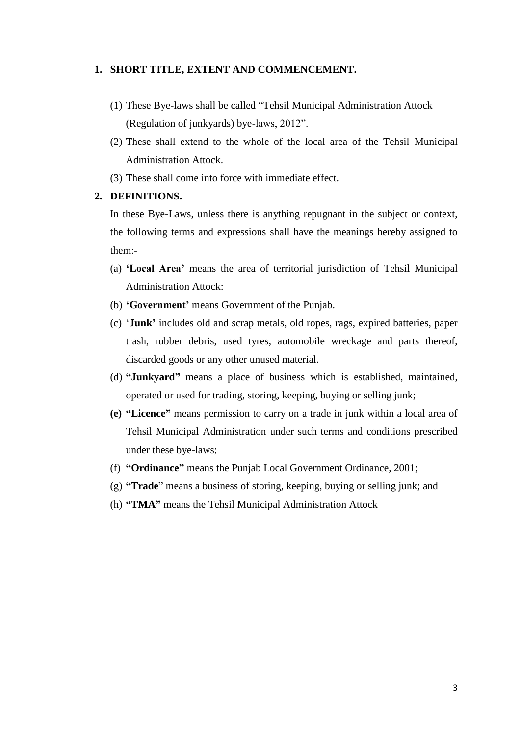## 1. SHORT TITLE, EXTENT AND COMMENCEMENT.

(1) These Bye-laws shall be called "Tehsil Municipal Administration Attock (Regulation of junkyards) bye-laws, 2012".

(2) These shall extend to the whole of the local area of the Tehsil Municipal Administration Attock.

(3) These shall come into force with immediate effect.

## 2. DEFINITIONS.

In these Bye-Laws, unless there is anything repugnant in the subject or context, the following terms and expressions shall have the meanings hereby assigned to them:-

(a) **'Local Area'** means the area of territorial jurisdiction of Tehsil Municipal Administration Attock:

(b) **'Government'** means Government of the Punjab.

(c) '**Junk'** includes old and scrap metals, old ropes, rags, expired batteries, paper trash, rubber debris, used tyres, automobile wreckage and parts thereof, discarded goods or any other unused material.

(d) **"Junkyard"** means a place of business which is established, maintained, operated or used for trading, storing, keeping, buying or selling junk;

**(e) "Licence"** means permission to carry on a trade in junk within a local area of Tehsil Municipal Administration under such terms and conditions prescribed under these bye-laws;

(f) **"Ordinance"** means the Punjab Local Government Ordinance, 2001;

(g) **"Trade**" means a business of storing, keeping, buying or selling junk; and

(h) **"TMA"** means the Tehsil Municipal Administration Attock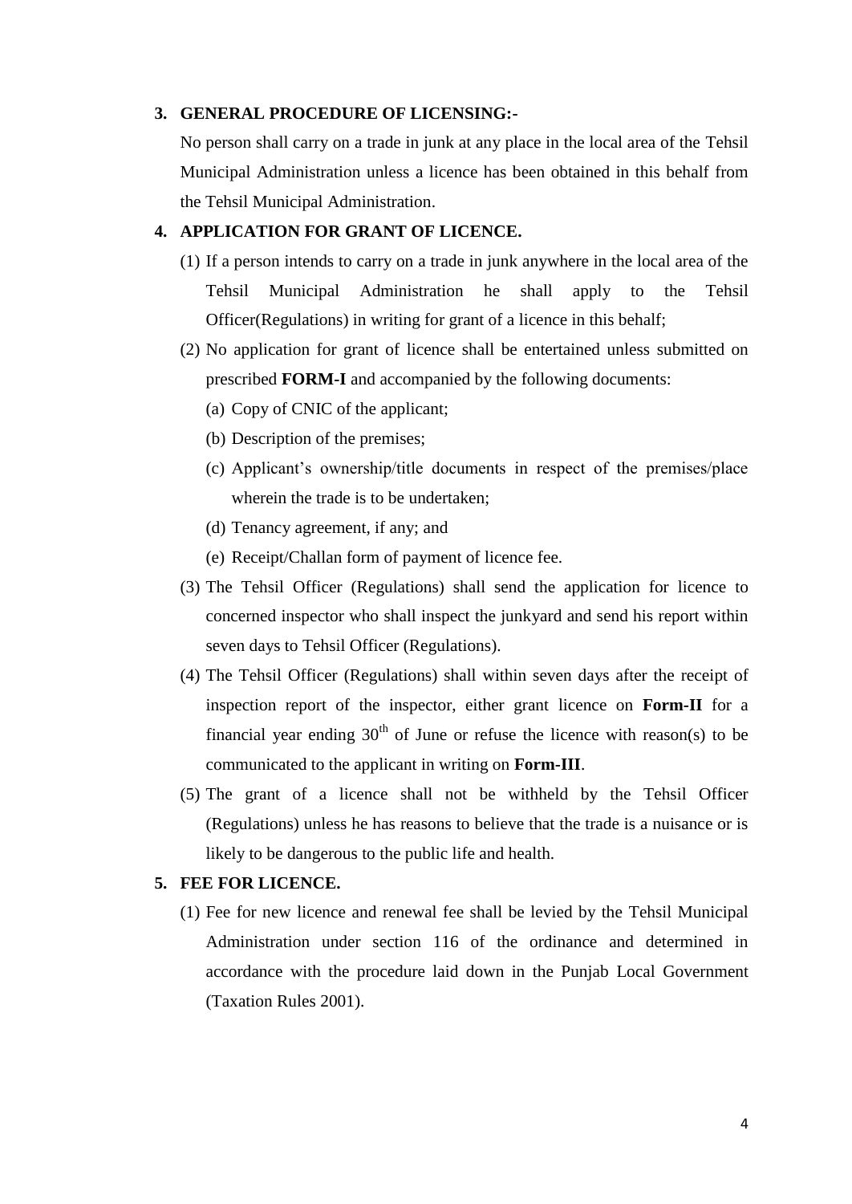**3. GENERAL PROCEDURE OF LICENSING:-**

No person shall carry on a trade in junk at any place in the local area of the Tehsil Municipal Administration unless a licence has been obtained in this behalf from the Tehsil Municipal Administration.

**4. APPLICATION FOR GRANT OF LICENCE.**

(1) If a person intends to carry on a trade in junk anywhere in the local area of the Tehsil Municipal Administration he shall apply to the Tehsil Officer(Regulations) in writing for grant of a licence in this behalf;

(2) No application for grant of licence shall be entertained unless submitted on prescribed **FORM-I** and accompanied by the following documents:

(a) Copy of CNIC of the applicant;

(b) Description of the premises;

(c) Applicant's ownership/title documents in respect of the premises/place wherein the trade is to be undertaken;

(d) Tenancy agreement, if any; and

(e) Receipt/Challan form of payment of licence fee.

(3) The Tehsil Officer (Regulations) shall send the application for licence to concerned inspector who shall inspect the junkyard and send his report within seven days to Tehsil Officer (Regulations).

(4) The Tehsil Officer (Regulations) shall within seven days after the receipt of inspection report of the inspector, either grant licence on **Form-II** for a financial year ending 30th of June or refuse the licence with reason(s) to be communicated to the applicant in writing on **Form-III**.

(5) The grant of a licence shall not be withheld by the Tehsil Officer (Regulations) unless he has reasons to believe that the trade is a nuisance or is likely to be dangerous to the public life and health.

**5. FEE FOR LICENCE.**

(1) Fee for new licence and renewal fee shall be levied by the Tehsil Municipal Administration under section 116 of the ordinance and determined in accordance with the procedure laid down in the Punjab Local Government (Taxation Rules 2001).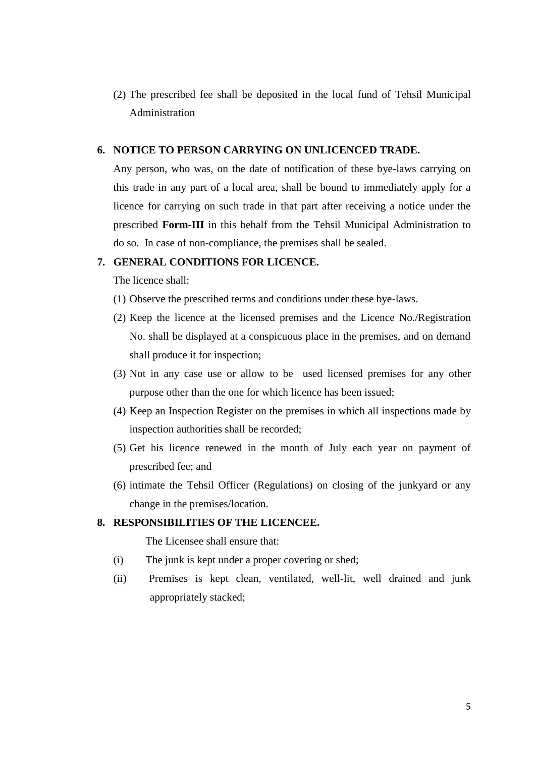(2) The prescribed fee shall be deposited in the local fund of Tehsil Municipal Administration

**6. NOTICE TO PERSON CARRYING ON UNLICENCED TRADE.**

Any person, who was, on the date of notification of these bye-laws carrying on this trade in any part of a local area, shall be bound to immediately apply for a licence for carrying on such trade in that part after receiving a notice under the prescribed **Form-III** in this behalf from the Tehsil Municipal Administration to do so. In case of non-compliance, the premises shall be sealed.

**7. GENERAL CONDITIONS FOR LICENCE.**

The licence shall:

(1) Observe the prescribed terms and conditions under these bye-laws.

(2) Keep the licence at the licensed premises and the Licence No./Registration No. shall be displayed at a conspicuous place in the premises, and on demand shall produce it for inspection;

(3) Not in any case use or allow to be used licensed premises for any other purpose other than the one for which licence has been issued;

(4) Keep an Inspection Register on the premises in which all inspections made by inspection authorities shall be recorded;

(5) Get his licence renewed in the month of July each year on payment of prescribed fee; and

(6) intimate the Tehsil Officer (Regulations) on closing of the junkyard or any change in the premises/location.

**8. RESPONSIBILITIES OF THE LICENCEE.**

The Licensee shall ensure that:

(i) The junk is kept under a proper covering or shed;

(ii) Premises is kept clean, ventilated, well-lit, well drained and junk appropriately stacked;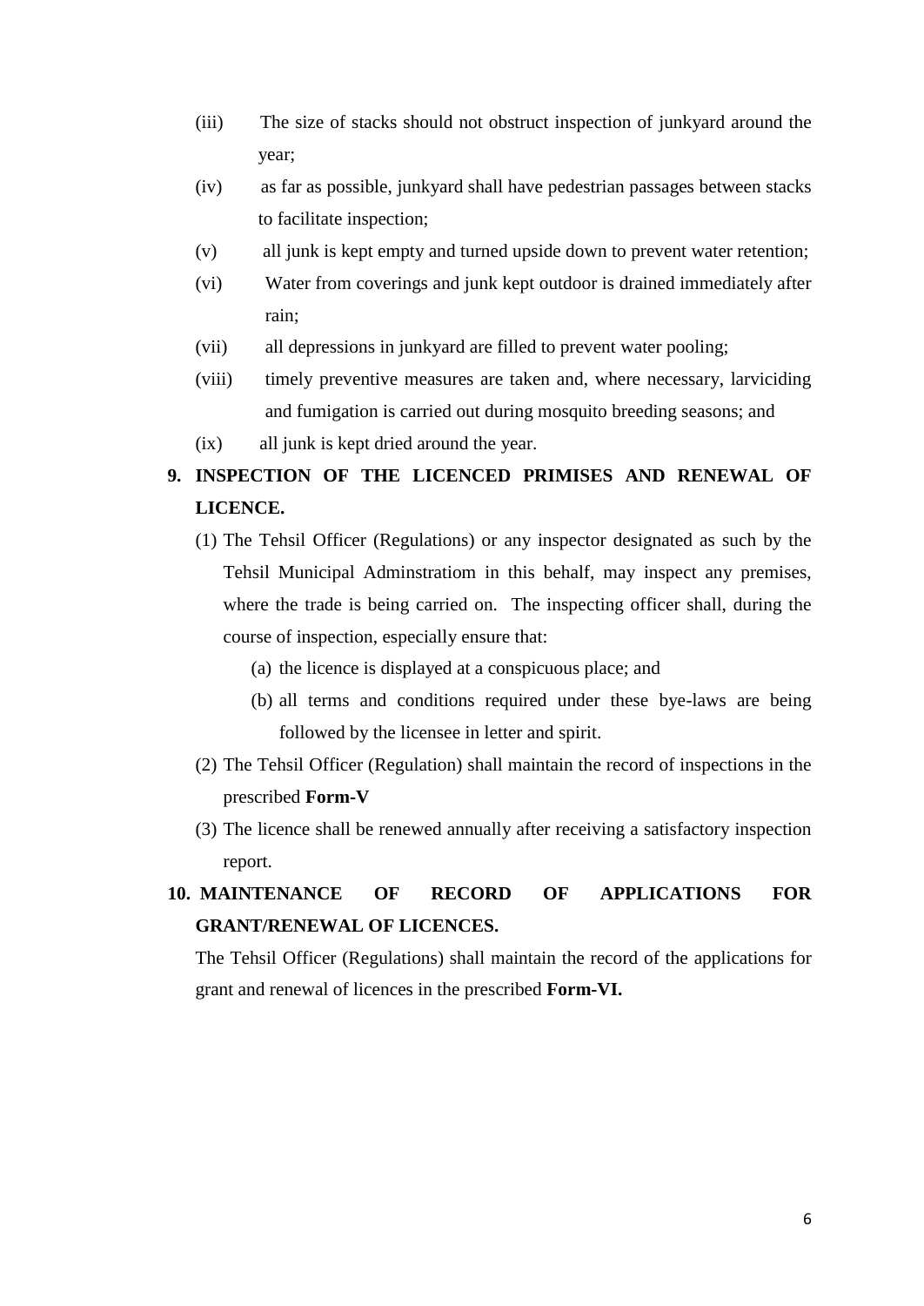(iii) The size of stacks should not obstruct inspection of junkyard around the year;

(iv) as far as possible, junkyard shall have pedestrian passages between stacks to facilitate inspection;

(v) all junk is kept empty and turned upside down to prevent water retention;

(vi) Water from coverings and junk kept outdoor is drained immediately after rain;

(vii) all depressions in junkyard are filled to prevent water pooling;

(viii) timely preventive measures are taken and, where necessary, larviciding and fumigation is carried out during mosquito breeding seasons; and

(ix) all junk is kept dried around the year.

## 9. INSPECTION OF THE LICENCED PRIMISES AND RENEWAL OF LICENCE.

(1) The Tehsil Officer (Regulations) or any inspector designated as such by the Tehsil Municipal Adminstratiom in this behalf, may inspect any premises, where the trade is being carried on. The inspecting officer shall, during the course of inspection, especially ensure that:

  (a) the licence is displayed at a conspicuous place; and

  (b) all terms and conditions required under these bye-laws are being followed by the licensee in letter and spirit.

(2) The Tehsil Officer (Regulation) shall maintain the record of inspections in the prescribed **Form-V**

(3) The licence shall be renewed annually after receiving a satisfactory inspection report.

## 10. MAINTENANCE OF RECORD OF APPLICATIONS FOR GRANT/RENEWAL OF LICENCES.

The Tehsil Officer (Regulations) shall maintain the record of the applications for grant and renewal of licences in the prescribed **Form-VI.**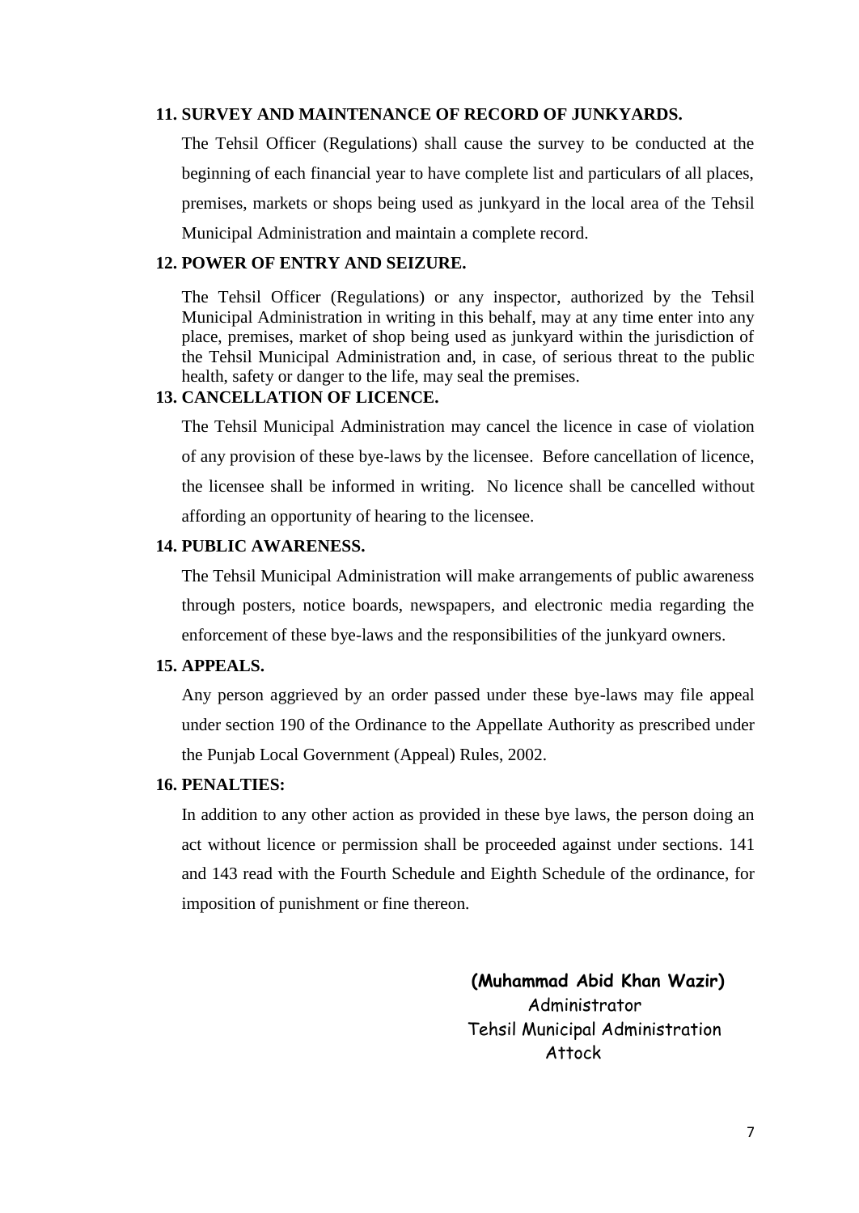**11. SURVEY AND MAINTENANCE OF RECORD OF JUNKYARDS.**

The Tehsil Officer (Regulations) shall cause the survey to be conducted at the beginning of each financial year to have complete list and particulars of all places, premises, markets or shops being used as junkyard in the local area of the Tehsil Municipal Administration and maintain a complete record.

**12. POWER OF ENTRY AND SEIZURE.**

The Tehsil Officer (Regulations) or any inspector, authorized by the Tehsil Municipal Administration in writing in this behalf, may at any time enter into any place, premises, market of shop being used as junkyard within the jurisdiction of the Tehsil Municipal Administration and, in case, of serious threat to the public health, safety or danger to the life, may seal the premises.

**13. CANCELLATION OF LICENCE.**

The Tehsil Municipal Administration may cancel the licence in case of violation of any provision of these bye-laws by the licensee. Before cancellation of licence, the licensee shall be informed in writing. No licence shall be cancelled without affording an opportunity of hearing to the licensee.

**14. PUBLIC AWARENESS.**

The Tehsil Municipal Administration will make arrangements of public awareness through posters, notice boards, newspapers, and electronic media regarding the enforcement of these bye-laws and the responsibilities of the junkyard owners.

**15. APPEALS.**

Any person aggrieved by an order passed under these bye-laws may file appeal under section 190 of the Ordinance to the Appellate Authority as prescribed under the Punjab Local Government (Appeal) Rules, 2002.

**16. PENALTIES:**

In addition to any other action as provided in these bye laws, the person doing an act without licence or permission shall be proceeded against under sections. 141 and 143 read with the Fourth Schedule and Eighth Schedule of the ordinance, for imposition of punishment or fine thereon.

**(Muhammad Abid Khan Wazir)**
Administrator
Tehsil Municipal Administration
Attock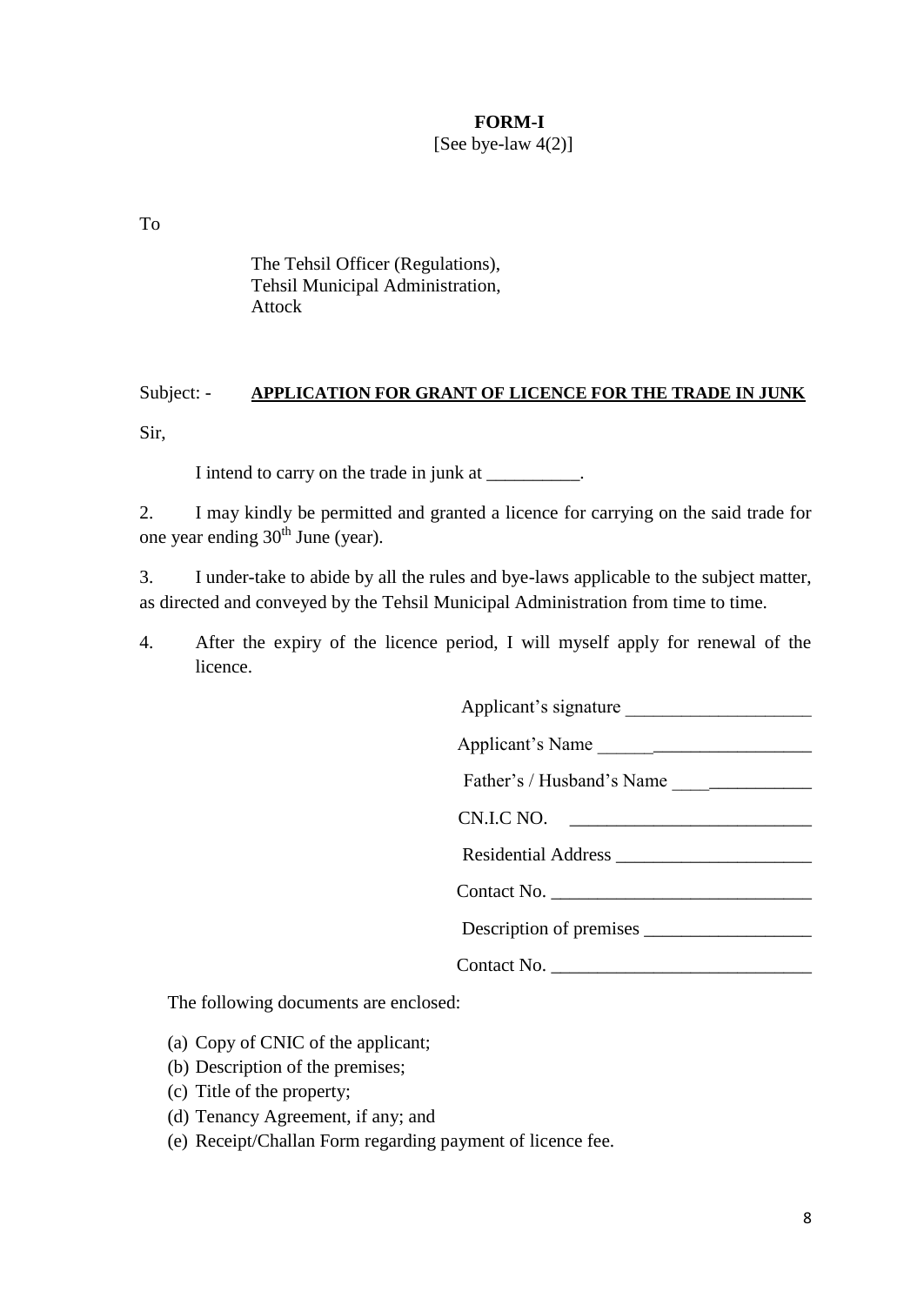**FORM-I**
[See bye-law 4(2)]

To

The Tehsil Officer (Regulations),
Tehsil Municipal Administration,
Attock

Subject: - **APPLICATION FOR GRANT OF LICENCE FOR THE TRADE IN JUNK**

Sir,

I intend to carry on the trade in junk at __________.

2. I may kindly be permitted and granted a licence for carrying on the said trade for one year ending 30th June (year).

3. I under-take to abide by all the rules and bye-laws applicable to the subject matter, as directed and conveyed by the Tehsil Municipal Administration from time to time.

4. After the expiry of the licence period, I will myself apply for renewal of the licence.

Applicant's signature ____________________

Applicant's Name _______________________

Father's / Husband's Name _______________

CN.I.C NO. __________________________

Residential Address _____________________

Contact No. ____________________________

Description of premises __________________

Contact No. ____________________________

The following documents are enclosed:

(a) Copy of CNIC of the applicant;
(b) Description of the premises;
(c) Title of the property;
(d) Tenancy Agreement, if any; and
(e) Receipt/Challan Form regarding payment of licence fee.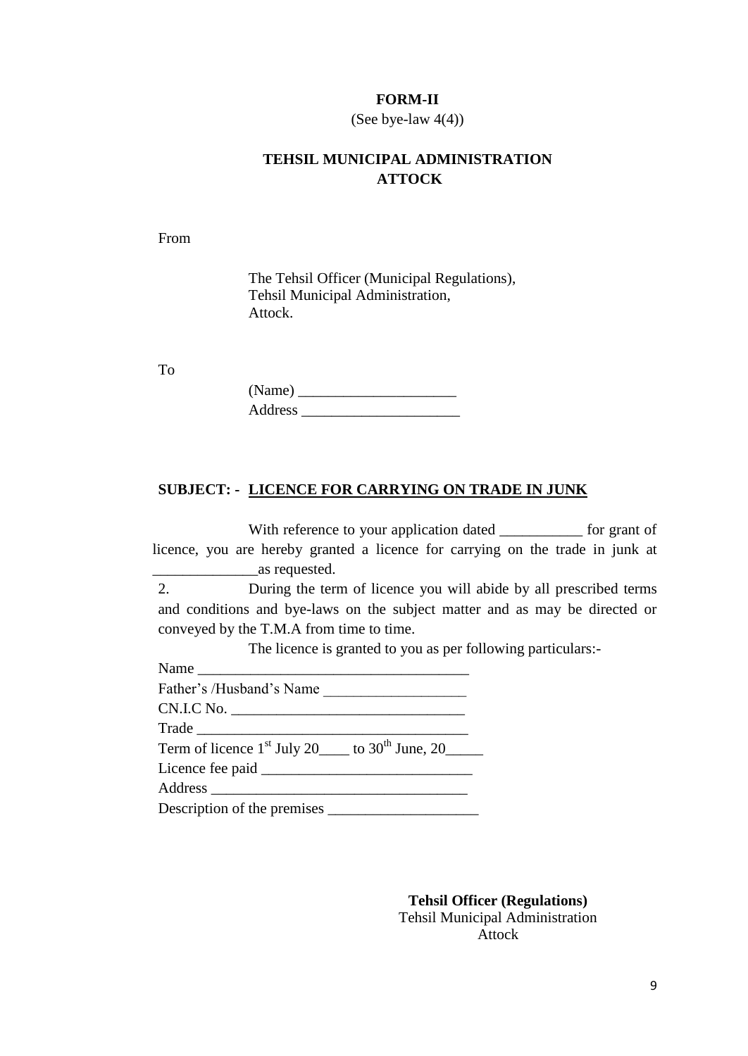**FORM-II**

(See bye-law 4(4))

**TEHSIL MUNICIPAL ADMINISTRATION ATTOCK**

From

The Tehsil Officer (Municipal Regulations),
Tehsil Municipal Administration,
Attock.

To

(Name) _____________________
Address _____________________

**SUBJECT: - <u>LICENCE FOR CARRYING ON TRADE IN JUNK</u>**

With reference to your application dated ___________ for grant of licence, you are hereby granted a licence for carrying on the trade in junk at ______________as requested.

2. During the term of licence you will abide by all prescribed terms and conditions and bye-laws on the subject matter and as may be directed or conveyed by the T.M.A from time to time.

The licence is granted to you as per following particulars:-

Name ___________________________________
Father's /Husband's Name ___________________
CN.I.C No. ________________________________
Trade ___________________________________
Term of licence 1st July 20____ to 30th June, 20_____
Licence fee paid ____________________________
Address __________________________________
Description of the premises ____________________

**Tehsil Officer (Regulations)**
Tehsil Municipal Administration
Attock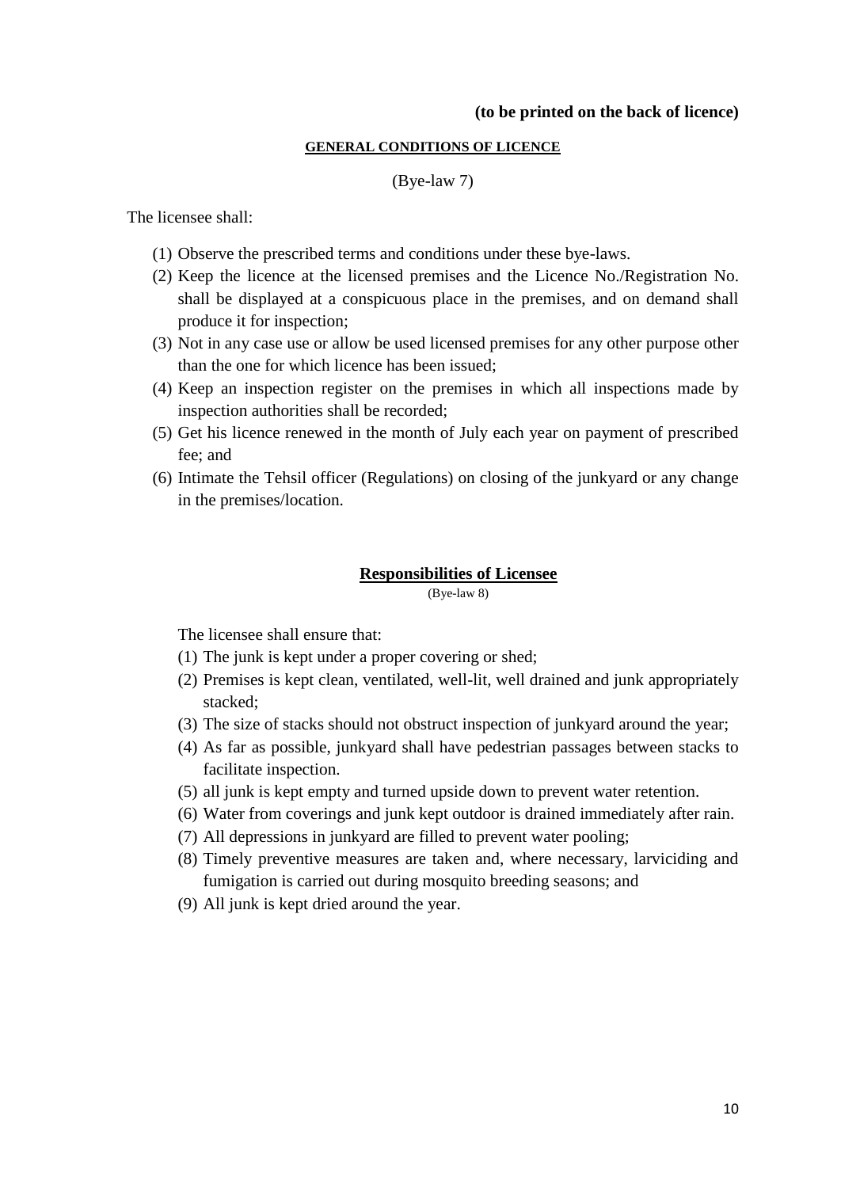**(to be printed on the back of licence)**

## GENERAL CONDITIONS OF LICENCE

(Bye-law 7)

The licensee shall:

(1) Observe the prescribed terms and conditions under these bye-laws.
(2) Keep the licence at the licensed premises and the Licence No./Registration No. shall be displayed at a conspicuous place in the premises, and on demand shall produce it for inspection;
(3) Not in any case use or allow be used licensed premises for any other purpose other than the one for which licence has been issued;
(4) Keep an inspection register on the premises in which all inspections made by inspection authorities shall be recorded;
(5) Get his licence renewed in the month of July each year on payment of prescribed fee; and
(6) Intimate the Tehsil officer (Regulations) on closing of the junkyard or any change in the premises/location.

## Responsibilities of Licensee

(Bye-law 8)

The licensee shall ensure that:

(1) The junk is kept under a proper covering or shed;
(2) Premises is kept clean, ventilated, well-lit, well drained and junk appropriately stacked;
(3) The size of stacks should not obstruct inspection of junkyard around the year;
(4) As far as possible, junkyard shall have pedestrian passages between stacks to facilitate inspection.
(5) all junk is kept empty and turned upside down to prevent water retention.
(6) Water from coverings and junk kept outdoor is drained immediately after rain.
(7) All depressions in junkyard are filled to prevent water pooling;
(8) Timely preventive measures are taken and, where necessary, larviciding and fumigation is carried out during mosquito breeding seasons; and
(9) All junk is kept dried around the year.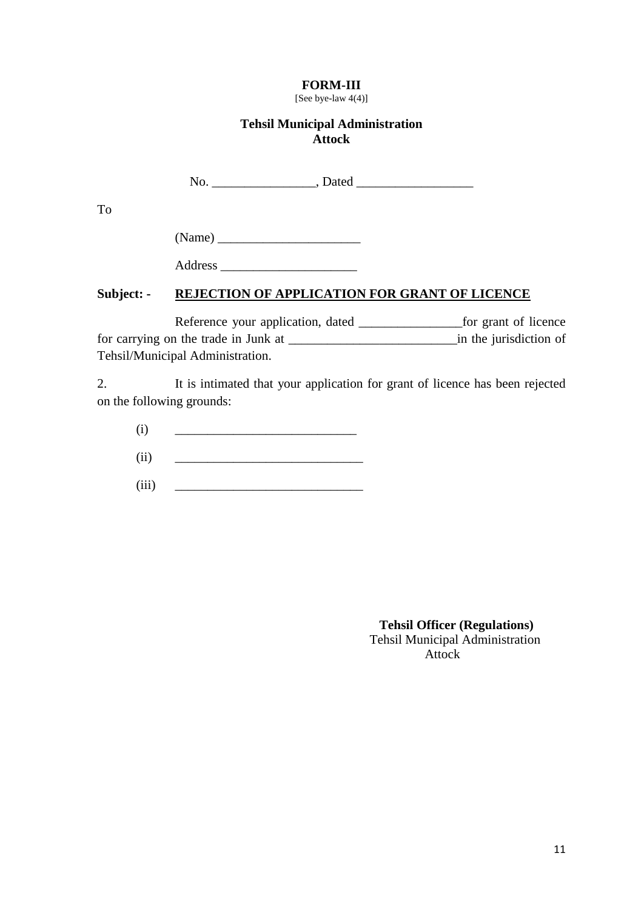**FORM-III**
[See bye-law 4(4)]

**Tehsil Municipal Administration**
**Attock**

No. ________________, Dated __________________

To

(Name) ______________________

Address _____________________

**Subject: -** **REJECTION OF APPLICATION FOR GRANT OF LICENCE**

Reference your application, dated ________________for grant of licence for carrying on the trade in Junk at __________________________in the jurisdiction of Tehsil/Municipal Administration.

2. It is intimated that your application for grant of licence has been rejected on the following grounds:

(i) ___________________________

(ii) _____________________________

(iii) _____________________________

**Tehsil Officer (Regulations)**
Tehsil Municipal Administration
Attock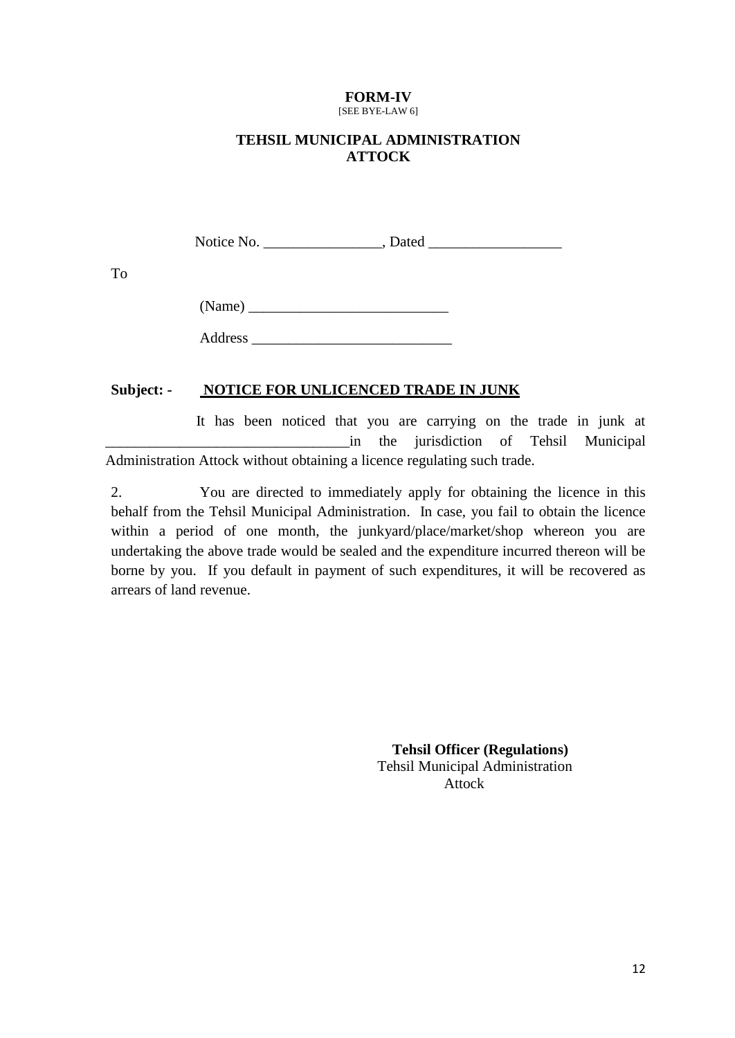**FORM-IV**
[SEE BYE-LAW 6]

**TEHSIL MUNICIPAL ADMINISTRATION**
**ATTOCK**

Notice No. ________________, Dated __________________

To

(Name) ___________________________

Address ___________________________

**Subject: - NOTICE FOR UNLICENCED TRADE IN JUNK**

It has been noticed that you are carrying on the trade in junk at ________________________________in the jurisdiction of Tehsil Municipal Administration Attock without obtaining a licence regulating such trade.

2. You are directed to immediately apply for obtaining the licence in this behalf from the Tehsil Municipal Administration. In case, you fail to obtain the licence within a period of one month, the junkyard/place/market/shop whereon you are undertaking the above trade would be sealed and the expenditure incurred thereon will be borne by you. If you default in payment of such expenditures, it will be recovered as arrears of land revenue.

**Tehsil Officer (Regulations)**
Tehsil Municipal Administration
Attock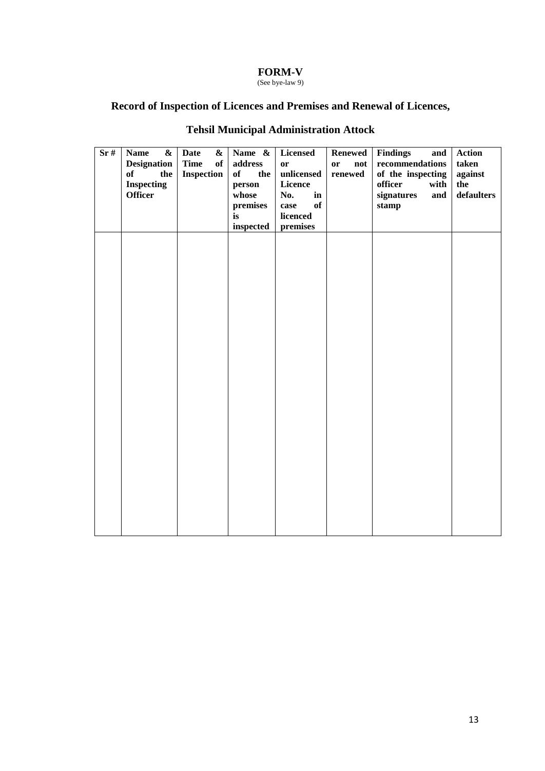# FORM-V

(See bye-law 9)

## Record of Inspection of Licences and Premises and Renewal of Licences,

## Tehsil Municipal Administration Attock

| Sr # | Name & Designation of the Inspecting Officer | Date & Time of Inspection | Name & address of the person whose premises is inspected | Licensed or unlicensed Licence No. in case of licenced premises | Renewed or not renewed | Findings and recommendations of the inspecting officer with signatures and stamp | Action taken against the defaulters |
|---|---|---|---|---|---|---|---|
| | | | | | | | |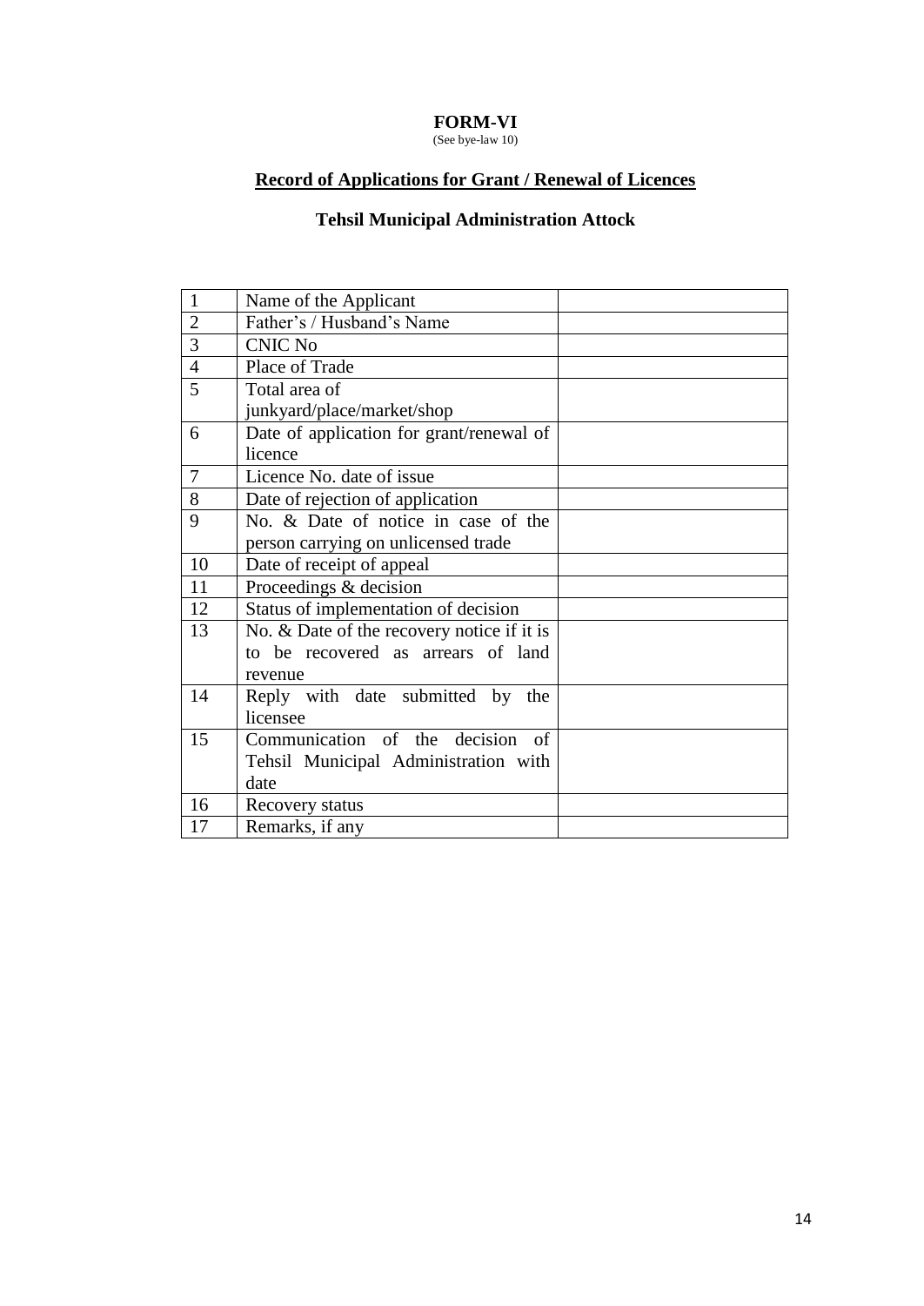**FORM-VI**
(See bye-law 10)

## Record of Applications for Grant / Renewal of Licences

### Tehsil Municipal Administration Attock

| | | |
|---|---|---|
| 1 | Name of the Applicant | |
| 2 | Father's / Husband's Name | |
| 3 | CNIC No | |
| 4 | Place of Trade | |
| 5 | Total area of junkyard/place/market/shop | |
| 6 | Date of application for grant/renewal of licence | |
| 7 | Licence No. date of issue | |
| 8 | Date of rejection of application | |
| 9 | No. & Date of notice in case of the person carrying on unlicensed trade | |
| 10 | Date of receipt of appeal | |
| 11 | Proceedings & decision | |
| 12 | Status of implementation of decision | |
| 13 | No. & Date of the recovery notice if it is to be recovered as arrears of land revenue | |
| 14 | Reply with date submitted by the licensee | |
| 15 | Communication of the decision of Tehsil Municipal Administration with date | |
| 16 | Recovery status | |
| 17 | Remarks, if any | |